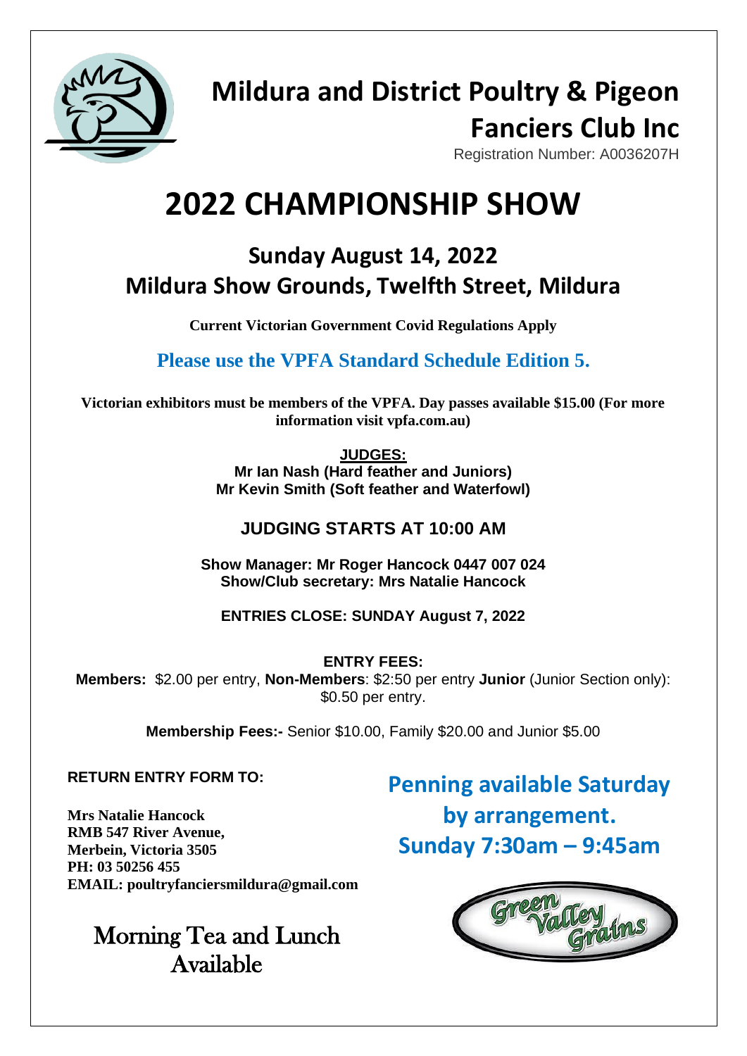# Mildura and District Poultry & Pigeon Fanciers Club Inc

Registration Number: A0036207H

# 2022 CHAMPIONSHIP SHOW

## Sunday August 14, 2022
## Mildura Show Grounds, Twelfth Street, Mildura

**Current Victorian Government Covid Regulations Apply**

**Please use the VPFA Standard Schedule Edition 5.**

**Victorian exhibitors must be members of the VPFA. Day passes available $15.00 (For more information visit vpfa.com.au)**

**JUDGES:**
**Mr Ian Nash (Hard feather and Juniors)**
**Mr Kevin Smith (Soft feather and Waterfowl)**

**JUDGING STARTS AT 10:00 AM**

**Show Manager: Mr Roger Hancock 0447 007 024**
**Show/Club secretary: Mrs Natalie Hancock**

**ENTRIES CLOSE: SUNDAY August 7, 2022**

**ENTRY FEES:**
**Members:** $2.00 per entry, **Non-Members**: $2:50 per entry **Junior** (Junior Section only): $0.50 per entry.

**Membership Fees:-** Senior $10.00, Family $20.00 and Junior $5.00

**RETURN ENTRY FORM TO:**

**Mrs Natalie Hancock**
**RMB 547 River Avenue,**
**Merbein, Victoria 3505**
**PH: 03 50256 455**
**EMAIL: poultryfanciersmildura@gmail.com**

**Penning available Saturday by arrangement.**
**Sunday 7:30am – 9:45am**

Morning Tea and Lunch Available

Green Valley Grains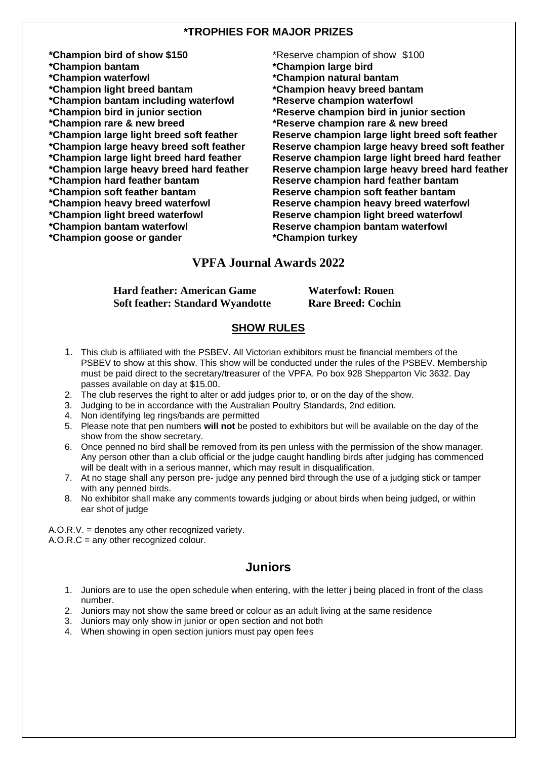## *TROPHIES FOR MAJOR PRIZES

| | |
|---|---|
| **\*Champion bird of show $150** | \*Reserve champion of show  $100 |
| **\*Champion bantam** | **\*Champion large bird** |
| **\*Champion waterfowl** | **\*Champion natural bantam** |
| **\*Champion light breed bantam** | **\*Champion heavy breed bantam** |
| **\*Champion bantam including waterfowl** | **\*Reserve champion waterfowl** |
| **\*Champion bird in junior section** | **\*Reserve champion bird in junior section** |
| **\*Champion rare & new breed** | **\*Reserve champion rare & new breed** |
| **\*Champion large light breed soft feather** | **Reserve champion large light breed soft feather** |
| **\*Champion large heavy breed soft feather** | **Reserve champion large heavy breed soft feather** |
| **\*Champion large light breed hard feather** | **Reserve champion large light breed hard feather** |
| **\*Champion large heavy breed hard feather** | **Reserve champion large heavy breed hard feather** |
| **\*Champion hard feather bantam** | **Reserve champion hard feather bantam** |
| **\*Champion soft feather bantam** | **Reserve champion soft feather bantam** |
| **\*Champion heavy breed waterfowl** | **Reserve champion heavy breed waterfowl** |
| **\*Champion light breed waterfowl** | **Reserve champion light breed waterfowl** |
| **\*Champion bantam waterfowl** | **Reserve champion bantam waterfowl** |
| **\*Champion goose or gander** | **\*Champion turkey** |

## VPFA Journal Awards 2022

| | |
|---|---|
| **Hard feather: American Game** | **Waterfowl: Rouen** |
| **Soft feather: Standard Wyandotte** | **Rare Breed: Cochin** |

## SHOW RULES

1. This club is affiliated with the PSBEV. All Victorian exhibitors must be financial members of the PSBEV to show at this show. This show will be conducted under the rules of the PSBEV. Membership must be paid direct to the secretary/treasurer of the VPFA. Po box 928 Shepparton Vic 3632. Day passes available on day at $15.00.
2. The club reserves the right to alter or add judges prior to, or on the day of the show.
3. Judging to be in accordance with the Australian Poultry Standards, 2nd edition.
4. Non identifying leg rings/bands are permitted
5. Please note that pen numbers **will not** be posted to exhibitors but will be available on the day of the show from the show secretary.
6. Once penned no bird shall be removed from its pen unless with the permission of the show manager. Any person other than a club official or the judge caught handling birds after judging has commenced will be dealt with in a serious manner, which may result in disqualification.
7. At no stage shall any person pre- judge any penned bird through the use of a judging stick or tamper with any penned birds.
8. No exhibitor shall make any comments towards judging or about birds when being judged, or within ear shot of judge

A.O.R.V. = denotes any other recognized variety.
A.O.R.C = any other recognized colour.

## Juniors

1. Juniors are to use the open schedule when entering, with the letter j being placed in front of the class number.
2. Juniors may not show the same breed or colour as an adult living at the same residence
3. Juniors may only show in junior or open section and not both
4. When showing in open section juniors must pay open fees